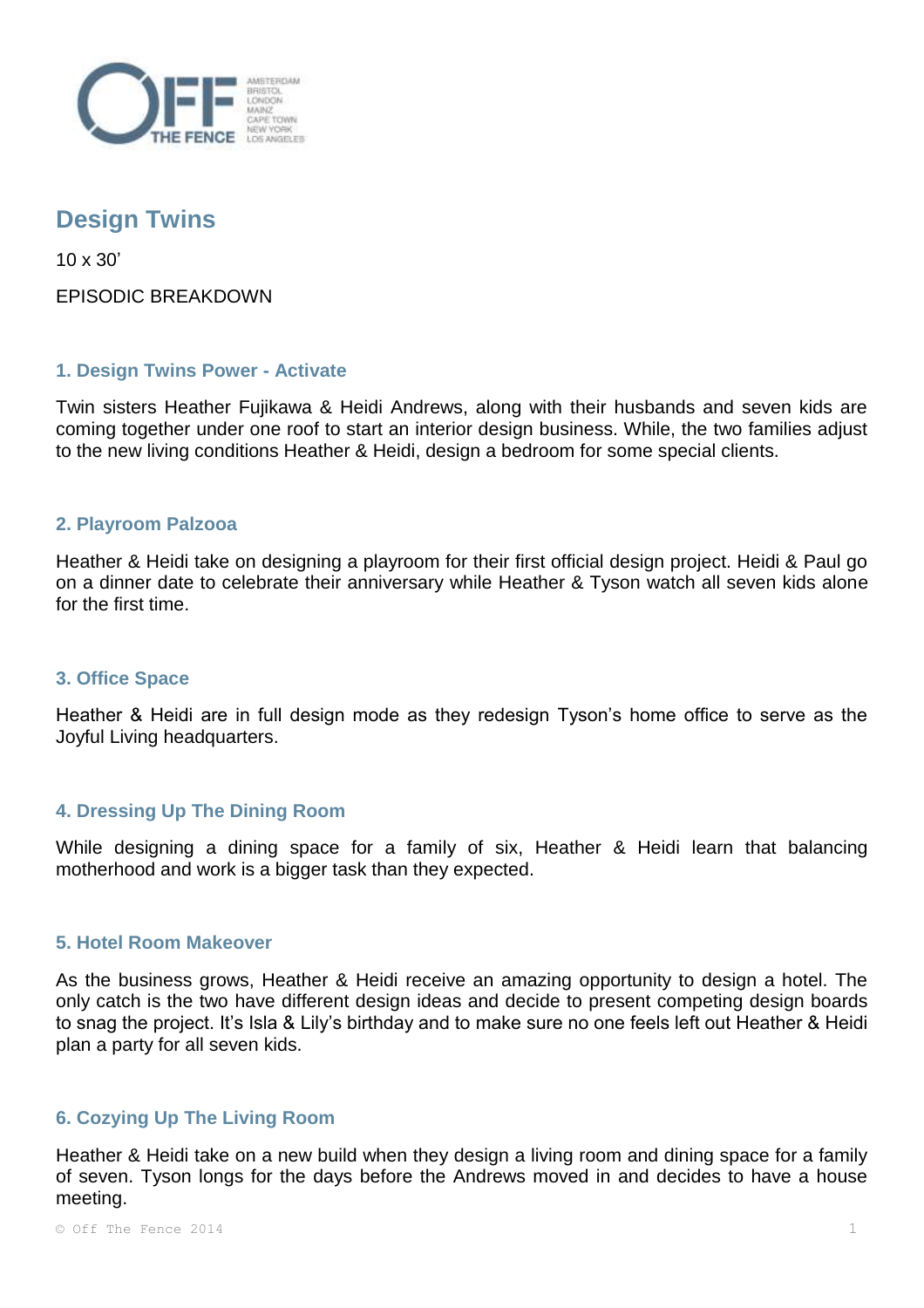# Design Twins

10 x 30’

EPISODIC BREAKDOWN

### 1. Design Twins Power - Activate

Twin sisters Heather Fujikawa & Heidi Andrews, along with their husbands and seven kids are coming together under one roof to start an interior design business. While, the two families adjust to the new living conditions Heather & Heidi, design a bedroom for some special clients.

### 2. Playroom Palzooa

Heather & Heidi take on designing a playroom for their first official design project. Heidi & Paul go on a dinner date to celebrate their anniversary while Heather & Tyson watch all seven kids alone for the first time.

### 3. Office Space

Heather & Heidi are in full design mode as they redesign Tyson’s home office to serve as the Joyful Living headquarters.

### 4. Dressing Up The Dining Room

While designing a dining space for a family of six, Heather & Heidi learn that balancing motherhood and work is a bigger task than they expected.

### 5. Hotel Room Makeover

As the business grows, Heather & Heidi receive an amazing opportunity to design a hotel. The only catch is the two have different design ideas and decide to present competing design boards to snag the project. It’s Isla & Lily’s birthday and to make sure no one feels left out Heather & Heidi plan a party for all seven kids.

### 6. Cozying Up The Living Room

Heather & Heidi take on a new build when they design a living room and dining space for a family of seven. Tyson longs for the days before the Andrews moved in and decides to have a house meeting.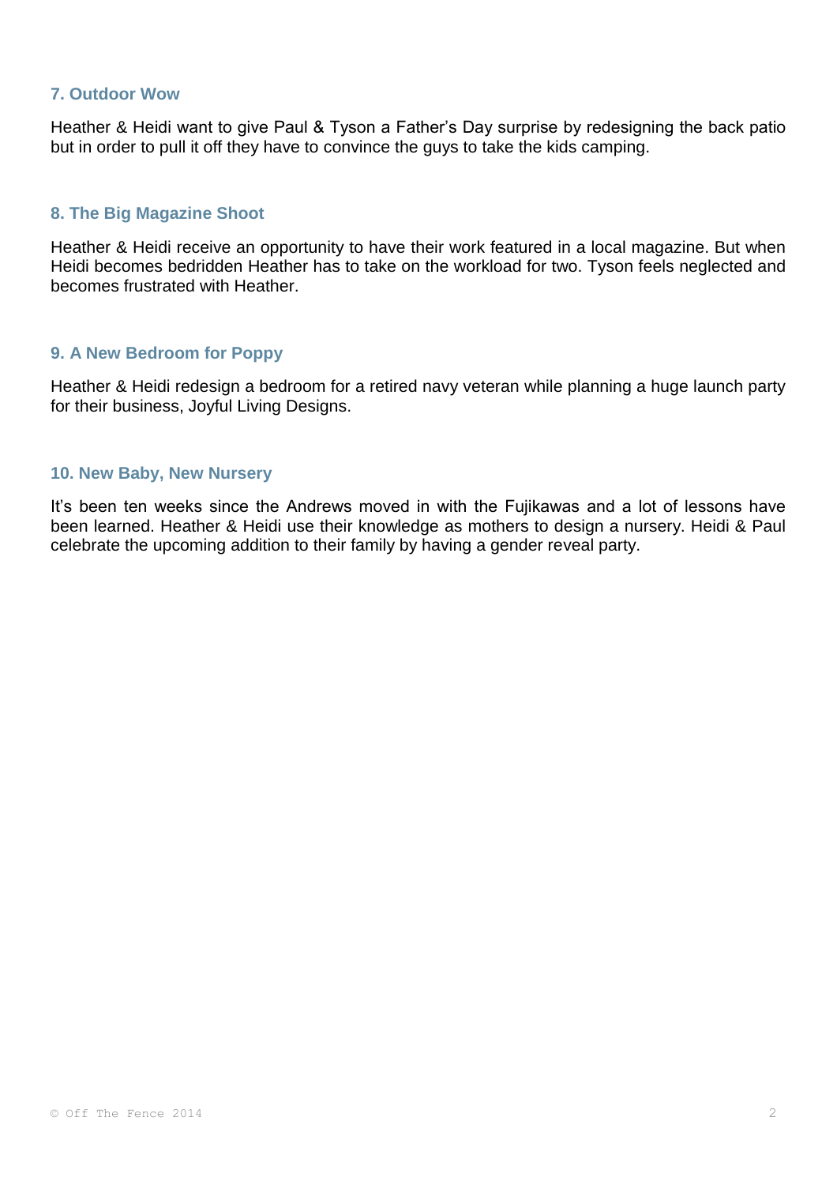### 7. Outdoor Wow

Heather & Heidi want to give Paul & Tyson a Father's Day surprise by redesigning the back patio but in order to pull it off they have to convince the guys to take the kids camping.

### 8. The Big Magazine Shoot

Heather & Heidi receive an opportunity to have their work featured in a local magazine. But when Heidi becomes bedridden Heather has to take on the workload for two. Tyson feels neglected and becomes frustrated with Heather.

### 9. A New Bedroom for Poppy

Heather & Heidi redesign a bedroom for a retired navy veteran while planning a huge launch party for their business, Joyful Living Designs.

### 10. New Baby, New Nursery

It's been ten weeks since the Andrews moved in with the Fujikawas and a lot of lessons have been learned. Heather & Heidi use their knowledge as mothers to design a nursery. Heidi & Paul celebrate the upcoming addition to their family by having a gender reveal party.

© Off The Fence 2014